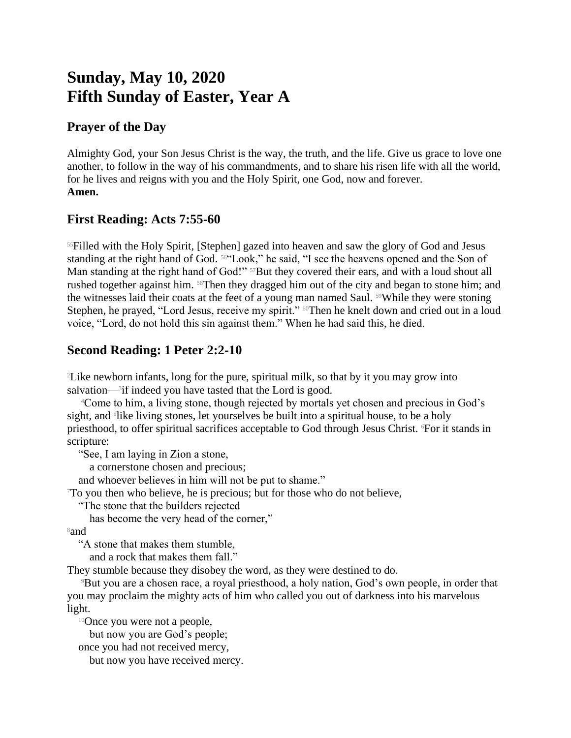# Sunday, May 10, 2020
# Fifth Sunday of Easter, Year A

## Prayer of the Day

Almighty God, your Son Jesus Christ is the way, the truth, and the life. Give us grace to love one another, to follow in the way of his commandments, and to share his risen life with all the world, for he lives and reigns with you and the Holy Spirit, one God, now and forever.
**Amen.**

## First Reading: Acts 7:55-60

[55]Filled with the Holy Spirit, [Stephen] gazed into heaven and saw the glory of God and Jesus standing at the right hand of God. [56]"Look," he said, "I see the heavens opened and the Son of Man standing at the right hand of God!" [57]But they covered their ears, and with a loud shout all rushed together against him. [58]Then they dragged him out of the city and began to stone him; and the witnesses laid their coats at the feet of a young man named Saul. [59]While they were stoning Stephen, he prayed, "Lord Jesus, receive my spirit." [60]Then he knelt down and cried out in a loud voice, "Lord, do not hold this sin against them." When he had said this, he died.

## Second Reading: 1 Peter 2:2-10

[2]Like newborn infants, long for the pure, spiritual milk, so that by it you may grow into salvation—[3]if indeed you have tasted that the Lord is good.

[4]Come to him, a living stone, though rejected by mortals yet chosen and precious in God's sight, and [5]like living stones, let yourselves be built into a spiritual house, to be a holy priesthood, to offer spiritual sacrifices acceptable to God through Jesus Christ. [6]For it stands in scripture:

"See, I am laying in Zion a stone,
a cornerstone chosen and precious;
and whoever believes in him will not be put to shame."

[7]To you then who believe, he is precious; but for those who do not believe,

"The stone that the builders rejected
has become the very head of the corner,"

[8]and

"A stone that makes them stumble,
and a rock that makes them fall."

They stumble because they disobey the word, as they were destined to do.

[9]But you are a chosen race, a royal priesthood, a holy nation, God's own people, in order that you may proclaim the mighty acts of him who called you out of darkness into his marvelous light.

[10]Once you were not a people,
but now you are God's people;
once you had not received mercy,
but now you have received mercy.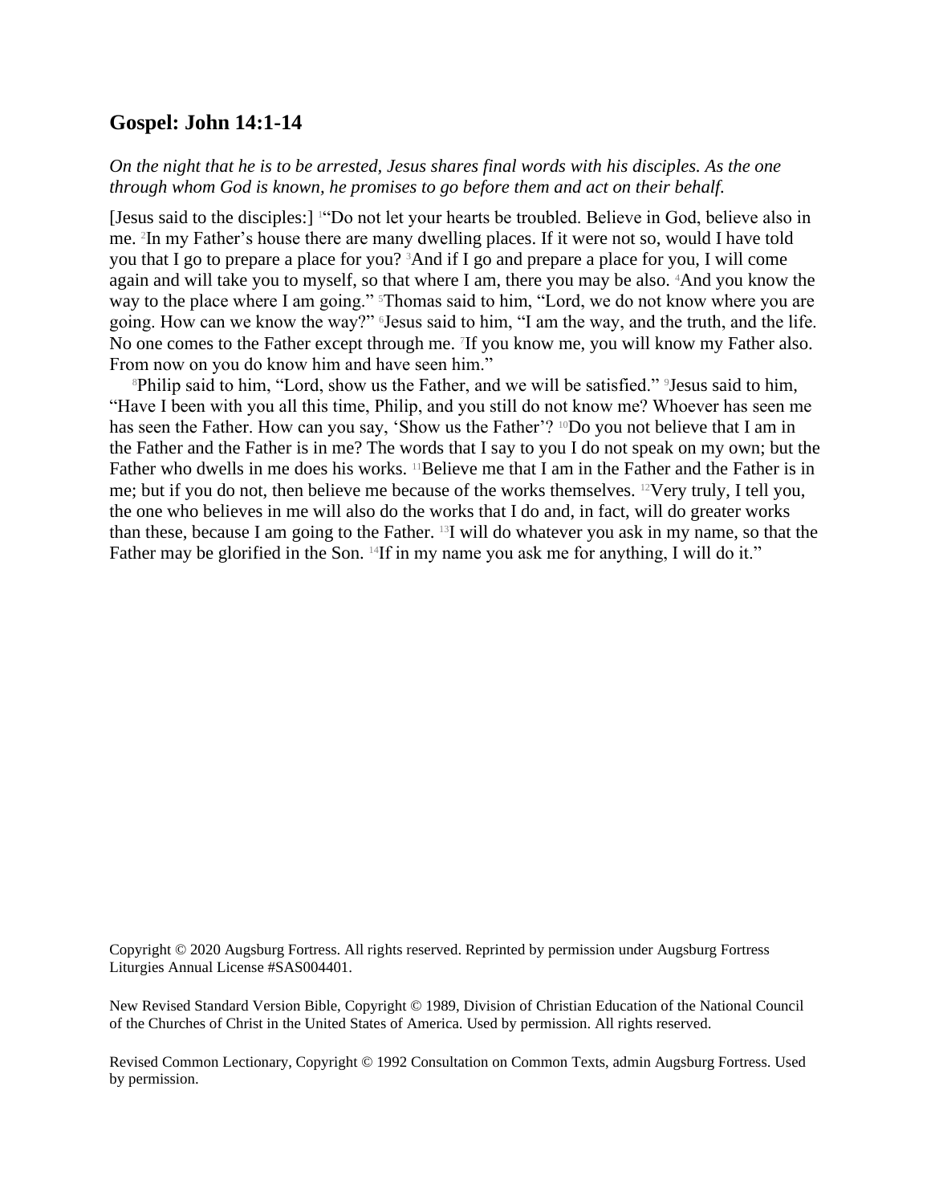## Gospel: John 14:1-14

*On the night that he is to be arrested, Jesus shares final words with his disciples. As the one through whom God is known, he promises to go before them and act on their behalf.*

[Jesus said to the disciples:] 1"Do not let your hearts be troubled. Believe in God, believe also in me. 2In my Father's house there are many dwelling places. If it were not so, would I have told you that I go to prepare a place for you? 3And if I go and prepare a place for you, I will come again and will take you to myself, so that where I am, there you may be also. 4And you know the way to the place where I am going." 5Thomas said to him, "Lord, we do not know where you are going. How can we know the way?" 6Jesus said to him, "I am the way, and the truth, and the life. No one comes to the Father except through me. 7If you know me, you will know my Father also. From now on you do know him and have seen him."

8Philip said to him, "Lord, show us the Father, and we will be satisfied." 9Jesus said to him, "Have I been with you all this time, Philip, and you still do not know me? Whoever has seen me has seen the Father. How can you say, 'Show us the Father'? 10Do you not believe that I am in the Father and the Father is in me? The words that I say to you I do not speak on my own; but the Father who dwells in me does his works. 11Believe me that I am in the Father and the Father is in me; but if you do not, then believe me because of the works themselves. 12Very truly, I tell you, the one who believes in me will also do the works that I do and, in fact, will do greater works than these, because I am going to the Father. 13I will do whatever you ask in my name, so that the Father may be glorified in the Son. 14If in my name you ask me for anything, I will do it."

Copyright © 2020 Augsburg Fortress. All rights reserved. Reprinted by permission under Augsburg Fortress Liturgies Annual License #SAS004401.

New Revised Standard Version Bible, Copyright © 1989, Division of Christian Education of the National Council of the Churches of Christ in the United States of America. Used by permission. All rights reserved.

Revised Common Lectionary, Copyright © 1992 Consultation on Common Texts, admin Augsburg Fortress. Used by permission.